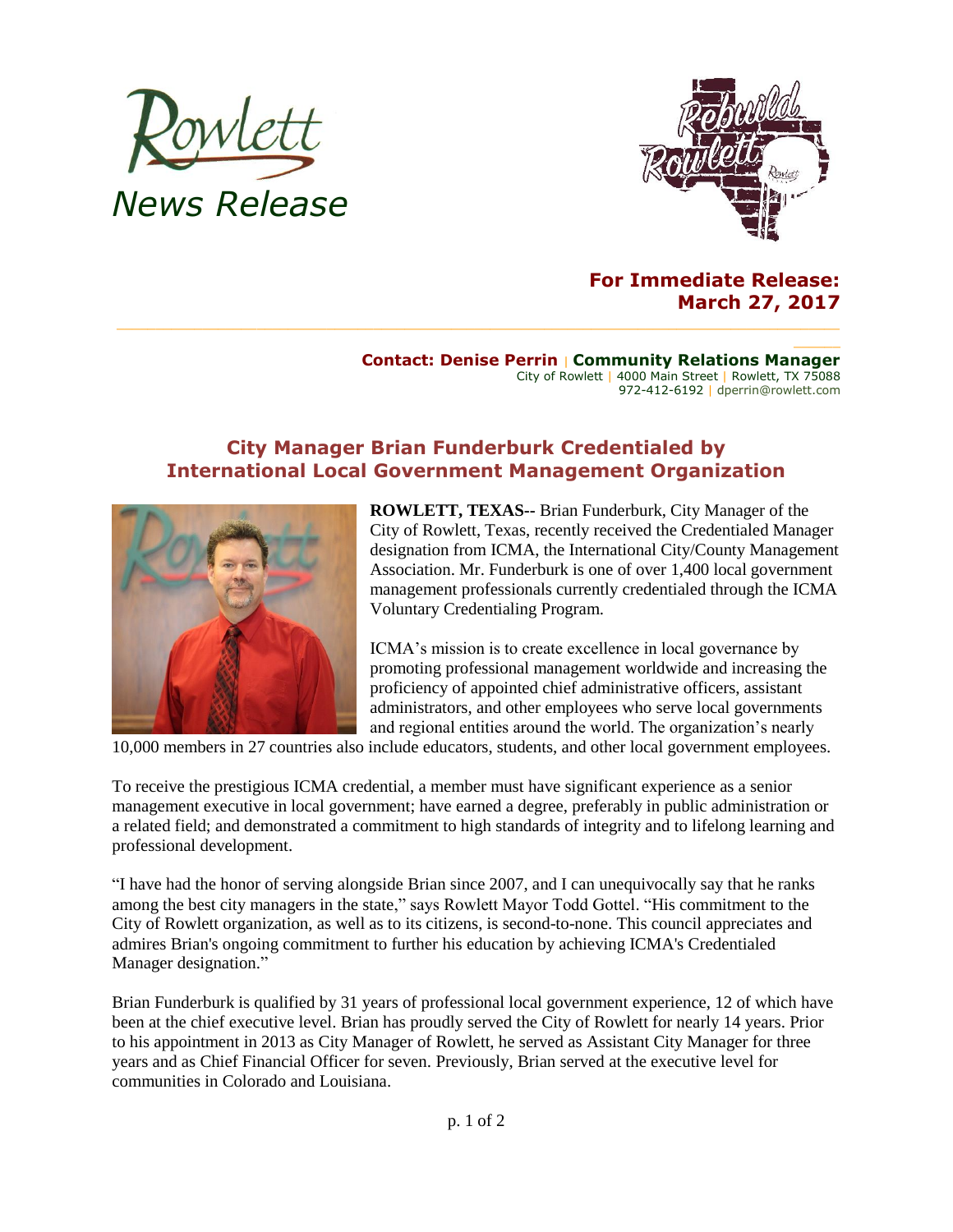Rowlett

*News Release*

**For Immediate Release:**
**March 27, 2017**

**Contact: Denise Perrin | Community Relations Manager**
City of Rowlett | 4000 Main Street | Rowlett, TX 75088
972-412-6192 | dperrin@rowlett.com

## City Manager Brian Funderburk Credentialed by International Local Government Management Organization

**ROWLETT, TEXAS--** Brian Funderburk, City Manager of the City of Rowlett, Texas, recently received the Credentialed Manager designation from ICMA, the International City/County Management Association. Mr. Funderburk is one of over 1,400 local government management professionals currently credentialed through the ICMA Voluntary Credentialing Program.

ICMA's mission is to create excellence in local governance by promoting professional management worldwide and increasing the proficiency of appointed chief administrative officers, assistant administrators, and other employees who serve local governments and regional entities around the world. The organization's nearly 10,000 members in 27 countries also include educators, students, and other local government employees.

To receive the prestigious ICMA credential, a member must have significant experience as a senior management executive in local government; have earned a degree, preferably in public administration or a related field; and demonstrated a commitment to high standards of integrity and to lifelong learning and professional development.

"I have had the honor of serving alongside Brian since 2007, and I can unequivocally say that he ranks among the best city managers in the state," says Rowlett Mayor Todd Gottel. "His commitment to the City of Rowlett organization, as well as to its citizens, is second-to-none. This council appreciates and admires Brian's ongoing commitment to further his education by achieving ICMA's Credentialed Manager designation."

Brian Funderburk is qualified by 31 years of professional local government experience, 12 of which have been at the chief executive level. Brian has proudly served the City of Rowlett for nearly 14 years. Prior to his appointment in 2013 as City Manager of Rowlett, he served as Assistant City Manager for three years and as Chief Financial Officer for seven. Previously, Brian served at the executive level for communities in Colorado and Louisiana.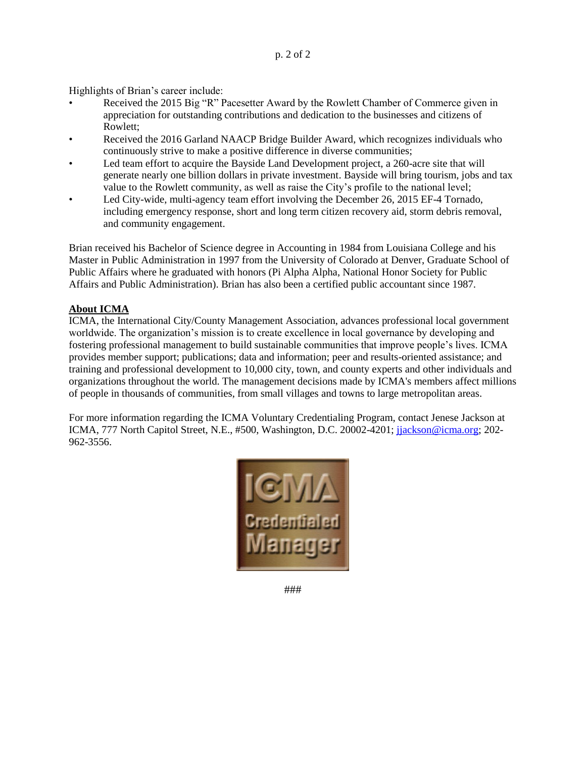Highlights of Brian's career include:

- Received the 2015 Big "R" Pacesetter Award by the Rowlett Chamber of Commerce given in appreciation for outstanding contributions and dedication to the businesses and citizens of Rowlett;
- Received the 2016 Garland NAACP Bridge Builder Award, which recognizes individuals who continuously strive to make a positive difference in diverse communities;
- Led team effort to acquire the Bayside Land Development project, a 260-acre site that will generate nearly one billion dollars in private investment. Bayside will bring tourism, jobs and tax value to the Rowlett community, as well as raise the City's profile to the national level;
- Led City-wide, multi-agency team effort involving the December 26, 2015 EF-4 Tornado, including emergency response, short and long term citizen recovery aid, storm debris removal, and community engagement.

Brian received his Bachelor of Science degree in Accounting in 1984 from Louisiana College and his Master in Public Administration in 1997 from the University of Colorado at Denver, Graduate School of Public Affairs where he graduated with honors (Pi Alpha Alpha, National Honor Society for Public Affairs and Public Administration). Brian has also been a certified public accountant since 1987.

**About ICMA**

ICMA, the International City/County Management Association, advances professional local government worldwide. The organization's mission is to create excellence in local governance by developing and fostering professional management to build sustainable communities that improve people's lives. ICMA provides member support; publications; data and information; peer and results-oriented assistance; and training and professional development to 10,000 city, town, and county experts and other individuals and organizations throughout the world. The management decisions made by ICMA's members affect millions of people in thousands of communities, from small villages and towns to large metropolitan areas.

For more information regarding the ICMA Voluntary Credentialing Program, contact Jenese Jackson at ICMA, 777 North Capitol Street, N.E., #500, Washington, D.C. 20002-4201; jjackson@icma.org; 202-962-3556.

ICMA Credentialed Manager

###